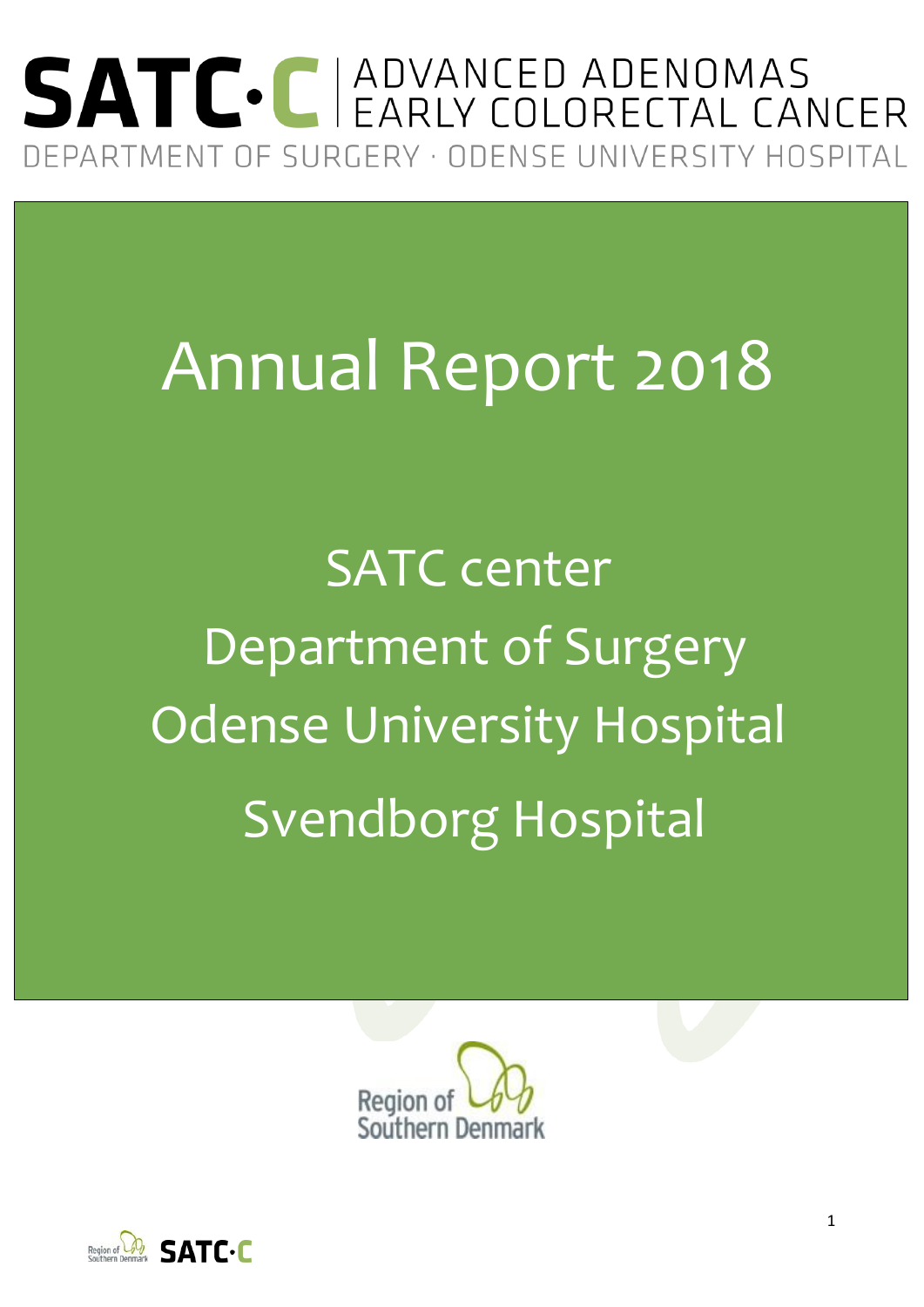# SATC·C | ADVANCED ADENOMAS EARLY COLORECTAL CANCER

DEPARTMENT OF SURGERY · ODENSE UNIVERSITY HOSPITAL

# Annual Report 2018

SATC center

Department of Surgery

Odense University Hospital

Svendborg Hospital

Region of Southern Denmark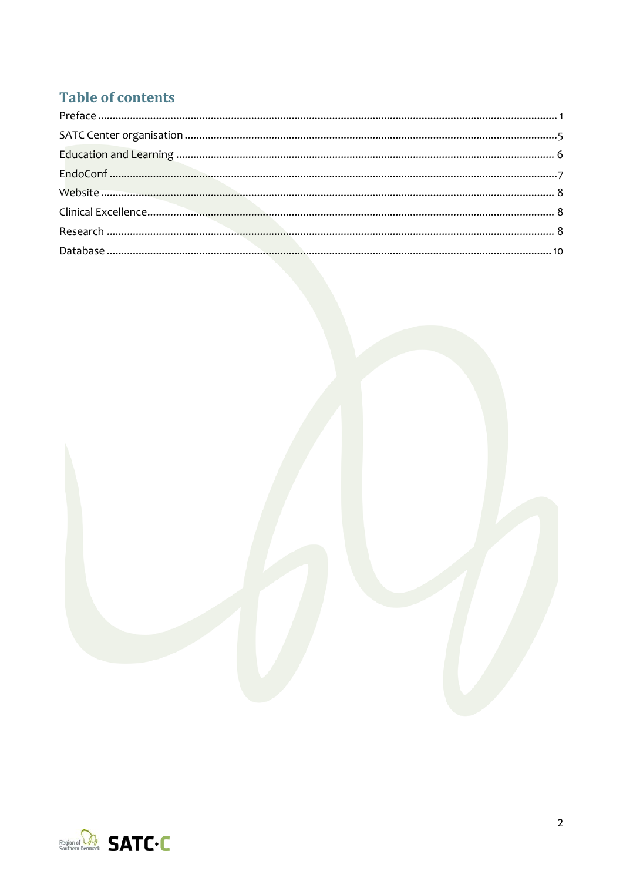# Table of contents

Preface ........................................................................................................ 1

SATC Center organisation ........................................................................ 5

Education and Learning ........................................................................... 6

EndoConf .................................................................................................. 7

Website ..................................................................................................... 8

Clinical Excellence .................................................................................... 8

Research ................................................................................................... 8

Database ................................................................................................. 10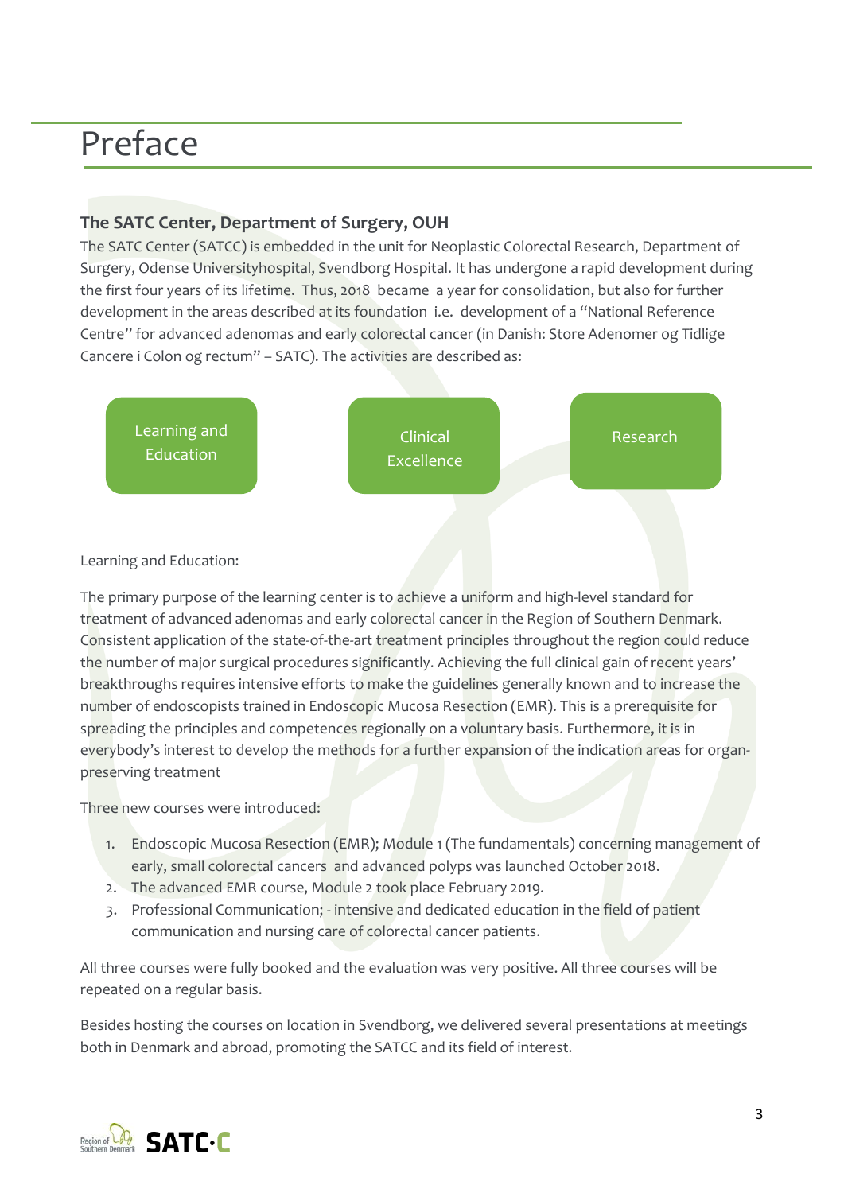# Preface

### The SATC Center, Department of Surgery, OUH

The SATC Center (SATCC) is embedded in the unit for Neoplastic Colorectal Research, Department of Surgery, Odense Universityhospital, Svendborg Hospital. It has undergone a rapid development during the first four years of its lifetime. Thus, 2018 became a year for consolidation, but also for further development in the areas described at its foundation i.e. development of a "National Reference Centre" for advanced adenomas and early colorectal cancer (in Danish: Store Adenomer og Tidlige Cancere i Colon og rectum" – SATC). The activities are described as:

Learning and Education | Clinical Excellence | Research

Learning and Education:

The primary purpose of the learning center is to achieve a uniform and high-level standard for treatment of advanced adenomas and early colorectal cancer in the Region of Southern Denmark. Consistent application of the state-of-the-art treatment principles throughout the region could reduce the number of major surgical procedures significantly. Achieving the full clinical gain of recent years' breakthroughs requires intensive efforts to make the guidelines generally known and to increase the number of endoscopists trained in Endoscopic Mucosa Resection (EMR). This is a prerequisite for spreading the principles and competences regionally on a voluntary basis. Furthermore, it is in everybody's interest to develop the methods for a further expansion of the indication areas for organ-preserving treatment

Three new courses were introduced:

1. Endoscopic Mucosa Resection (EMR); Module 1 (The fundamentals) concerning management of early, small colorectal cancers and advanced polyps was launched October 2018.
2. The advanced EMR course, Module 2 took place February 2019.
3. Professional Communication; - intensive and dedicated education in the field of patient communication and nursing care of colorectal cancer patients.

All three courses were fully booked and the evaluation was very positive. All three courses will be repeated on a regular basis.

Besides hosting the courses on location in Svendborg, we delivered several presentations at meetings both in Denmark and abroad, promoting the SATCC and its field of interest.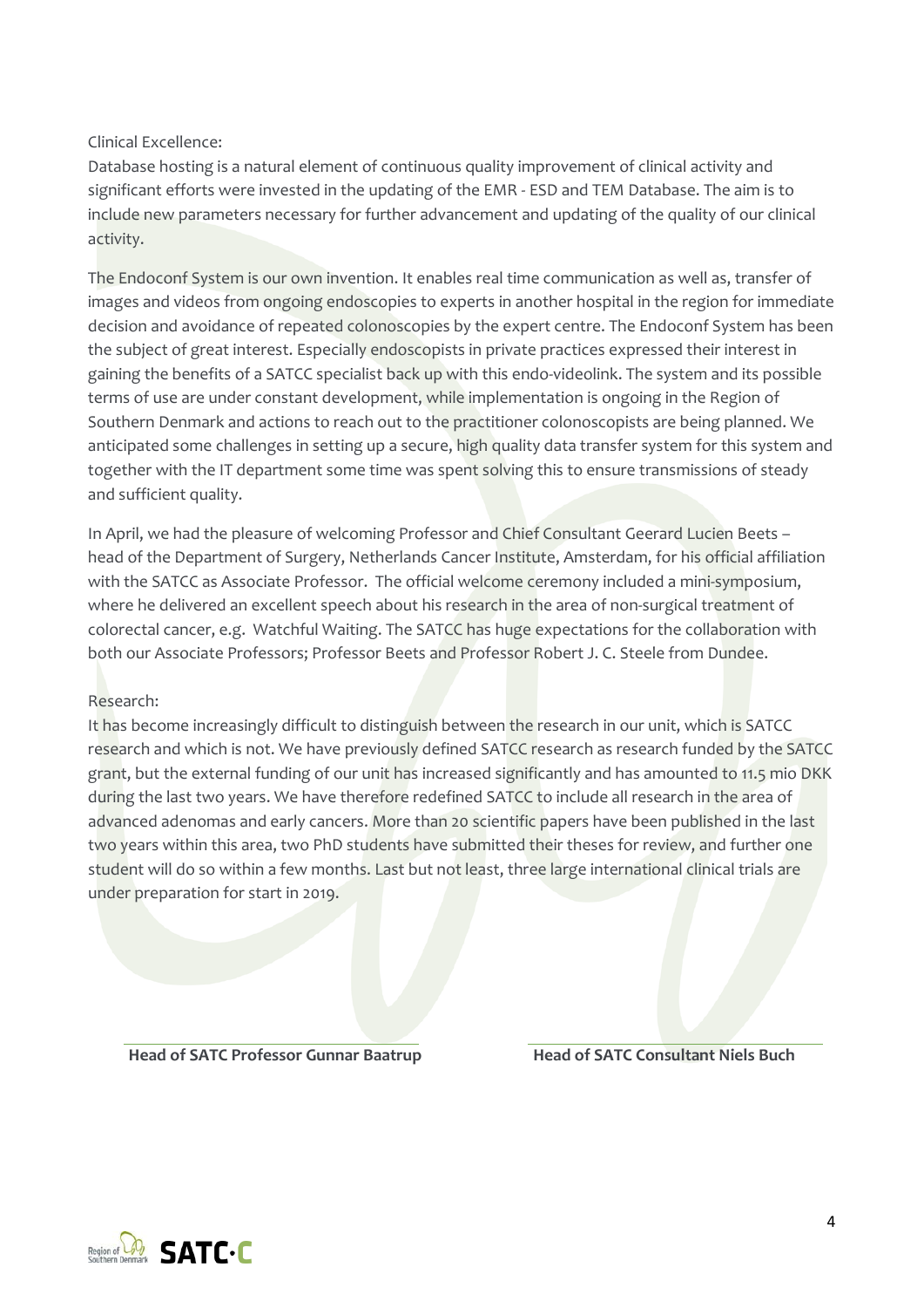Clinical Excellence:

Database hosting is a natural element of continuous quality improvement of clinical activity and significant efforts were invested in the updating of the EMR - ESD and TEM Database. The aim is to include new parameters necessary for further advancement and updating of the quality of our clinical activity.

The Endoconf System is our own invention. It enables real time communication as well as, transfer of images and videos from ongoing endoscopies to experts in another hospital in the region for immediate decision and avoidance of repeated colonoscopies by the expert centre. The Endoconf System has been the subject of great interest. Especially endoscopists in private practices expressed their interest in gaining the benefits of a SATCC specialist back up with this endo-videolink. The system and its possible terms of use are under constant development, while implementation is ongoing in the Region of Southern Denmark and actions to reach out to the practitioner colonoscopists are being planned. We anticipated some challenges in setting up a secure, high quality data transfer system for this system and together with the IT department some time was spent solving this to ensure transmissions of steady and sufficient quality.

In April, we had the pleasure of welcoming Professor and Chief Consultant Geerard Lucien Beets – head of the Department of Surgery, Netherlands Cancer Institute, Amsterdam, for his official affiliation with the SATCC as Associate Professor. The official welcome ceremony included a mini-symposium, where he delivered an excellent speech about his research in the area of non-surgical treatment of colorectal cancer, e.g. Watchful Waiting. The SATCC has huge expectations for the collaboration with both our Associate Professors; Professor Beets and Professor Robert J. C. Steele from Dundee.

Research:

It has become increasingly difficult to distinguish between the research in our unit, which is SATCC research and which is not. We have previously defined SATCC research as research funded by the SATCC grant, but the external funding of our unit has increased significantly and has amounted to 11.5 mio DKK during the last two years. We have therefore redefined SATCC to include all research in the area of advanced adenomas and early cancers. More than 20 scientific papers have been published in the last two years within this area, two PhD students have submitted their theses for review, and further one student will do so within a few months. Last but not least, three large international clinical trials are under preparation for start in 2019.

**Head of SATC Professor Gunnar Baatrup**

**Head of SATC Consultant Niels Buch**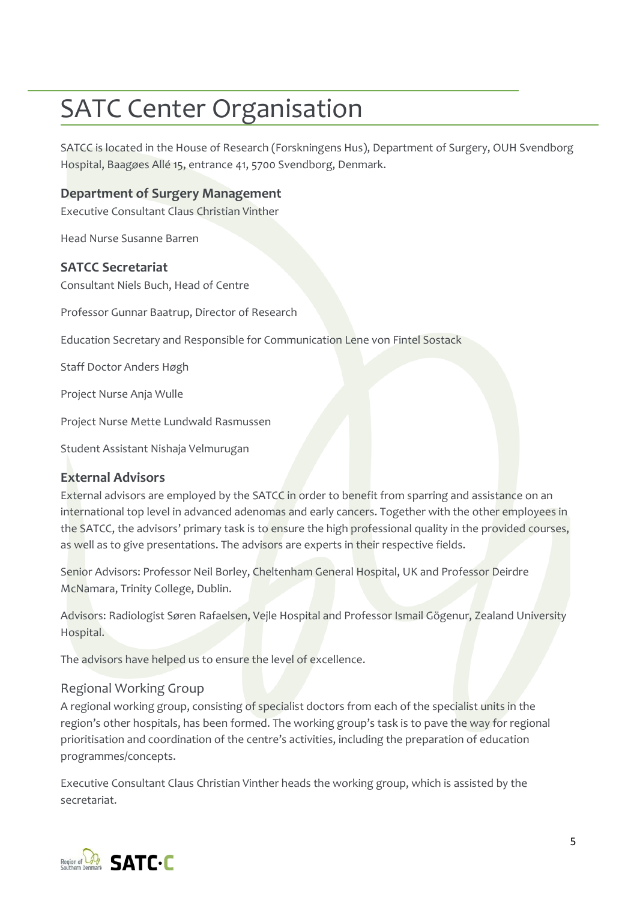# SATC Center Organisation

SATCC is located in the House of Research (Forskningens Hus), Department of Surgery, OUH Svendborg Hospital, Baagøes Allé 15, entrance 41, 5700 Svendborg, Denmark.

### Department of Surgery Management

Executive Consultant Claus Christian Vinther

Head Nurse Susanne Barren

### SATCC Secretariat

Consultant Niels Buch, Head of Centre

Professor Gunnar Baatrup, Director of Research

Education Secretary and Responsible for Communication Lene von Fintel Sostack

Staff Doctor Anders Høgh

Project Nurse Anja Wulle

Project Nurse Mette Lundwald Rasmussen

Student Assistant Nishaja Velmurugan

### External Advisors

External advisors are employed by the SATCC in order to benefit from sparring and assistance on an international top level in advanced adenomas and early cancers. Together with the other employees in the SATCC, the advisors' primary task is to ensure the high professional quality in the provided courses, as well as to give presentations. The advisors are experts in their respective fields.

Senior Advisors: Professor Neil Borley, Cheltenham General Hospital, UK and Professor Deirdre McNamara, Trinity College, Dublin.

Advisors: Radiologist Søren Rafaelsen, Vejle Hospital and Professor Ismail Gögenur, Zealand University Hospital.

The advisors have helped us to ensure the level of excellence.

### Regional Working Group

A regional working group, consisting of specialist doctors from each of the specialist units in the region's other hospitals, has been formed. The working group's task is to pave the way for regional prioritisation and coordination of the centre's activities, including the preparation of education programmes/concepts.

Executive Consultant Claus Christian Vinther heads the working group, which is assisted by the secretariat.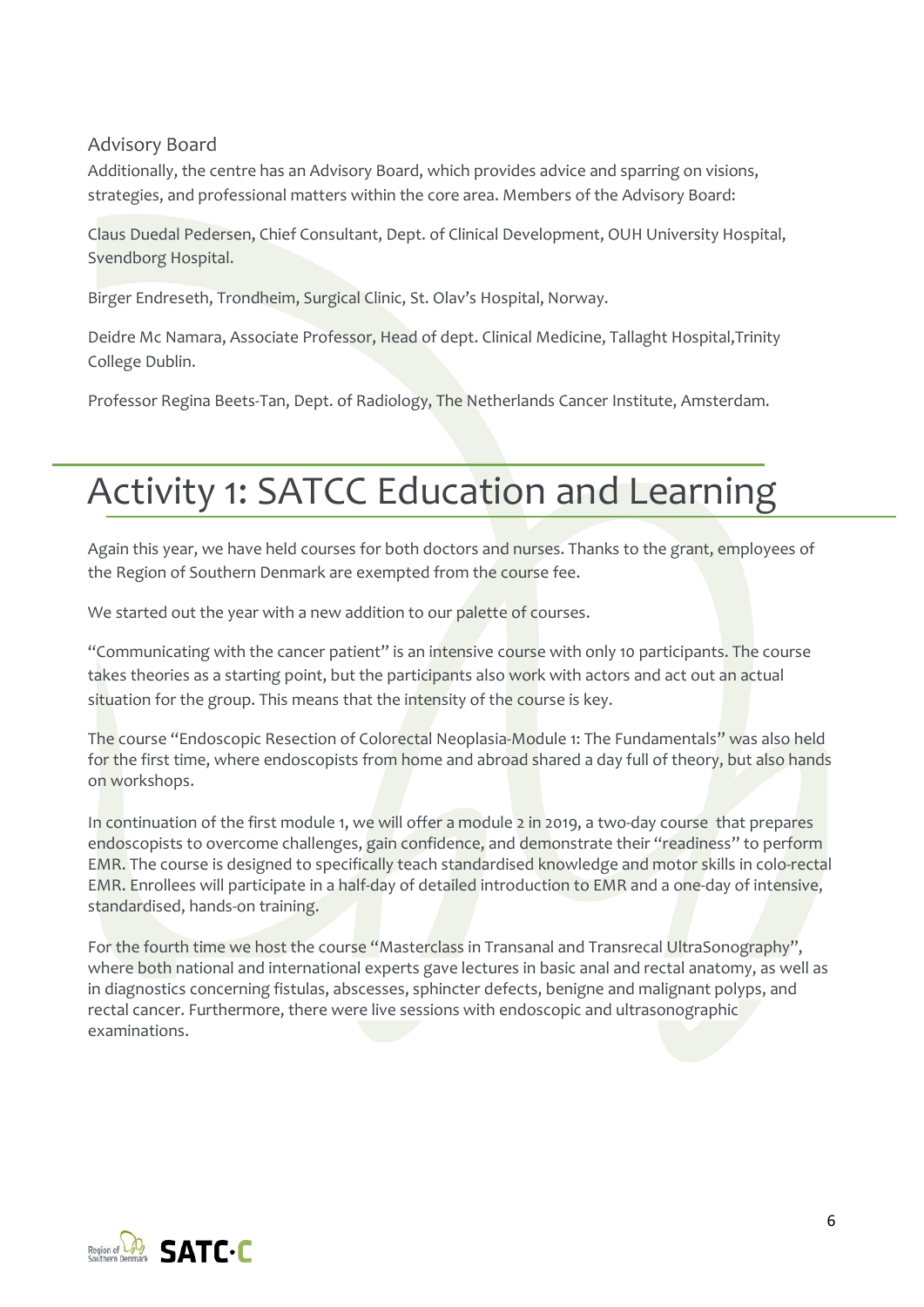### Advisory Board

Additionally, the centre has an Advisory Board, which provides advice and sparring on visions, strategies, and professional matters within the core area. Members of the Advisory Board:

Claus Duedal Pedersen, Chief Consultant, Dept. of Clinical Development, OUH University Hospital, Svendborg Hospital.

Birger Endreseth, Trondheim, Surgical Clinic, St. Olav's Hospital, Norway.

Deidre Mc Namara, Associate Professor, Head of dept. Clinical Medicine, Tallaght Hospital,Trinity College Dublin.

Professor Regina Beets-Tan, Dept. of Radiology, The Netherlands Cancer Institute, Amsterdam.

# Activity 1: SATCC Education and Learning

Again this year, we have held courses for both doctors and nurses. Thanks to the grant, employees of the Region of Southern Denmark are exempted from the course fee.

We started out the year with a new addition to our palette of courses.

"Communicating with the cancer patient" is an intensive course with only 10 participants. The course takes theories as a starting point, but the participants also work with actors and act out an actual situation for the group. This means that the intensity of the course is key.

The course "Endoscopic Resection of Colorectal Neoplasia-Module 1: The Fundamentals" was also held for the first time, where endoscopists from home and abroad shared a day full of theory, but also hands on workshops.

In continuation of the first module 1, we will offer a module 2 in 2019, a two-day course that prepares endoscopists to overcome challenges, gain confidence, and demonstrate their "readiness" to perform EMR. The course is designed to specifically teach standardised knowledge and motor skills in colo-rectal EMR. Enrollees will participate in a half-day of detailed introduction to EMR and a one-day of intensive, standardised, hands-on training.

For the fourth time we host the course "Masterclass in Transanal and Transrecal UltraSonography", where both national and international experts gave lectures in basic anal and rectal anatomy, as well as in diagnostics concerning fistulas, abscesses, sphincter defects, benigne and malignant polyps, and rectal cancer. Furthermore, there were live sessions with endoscopic and ultrasonographic examinations.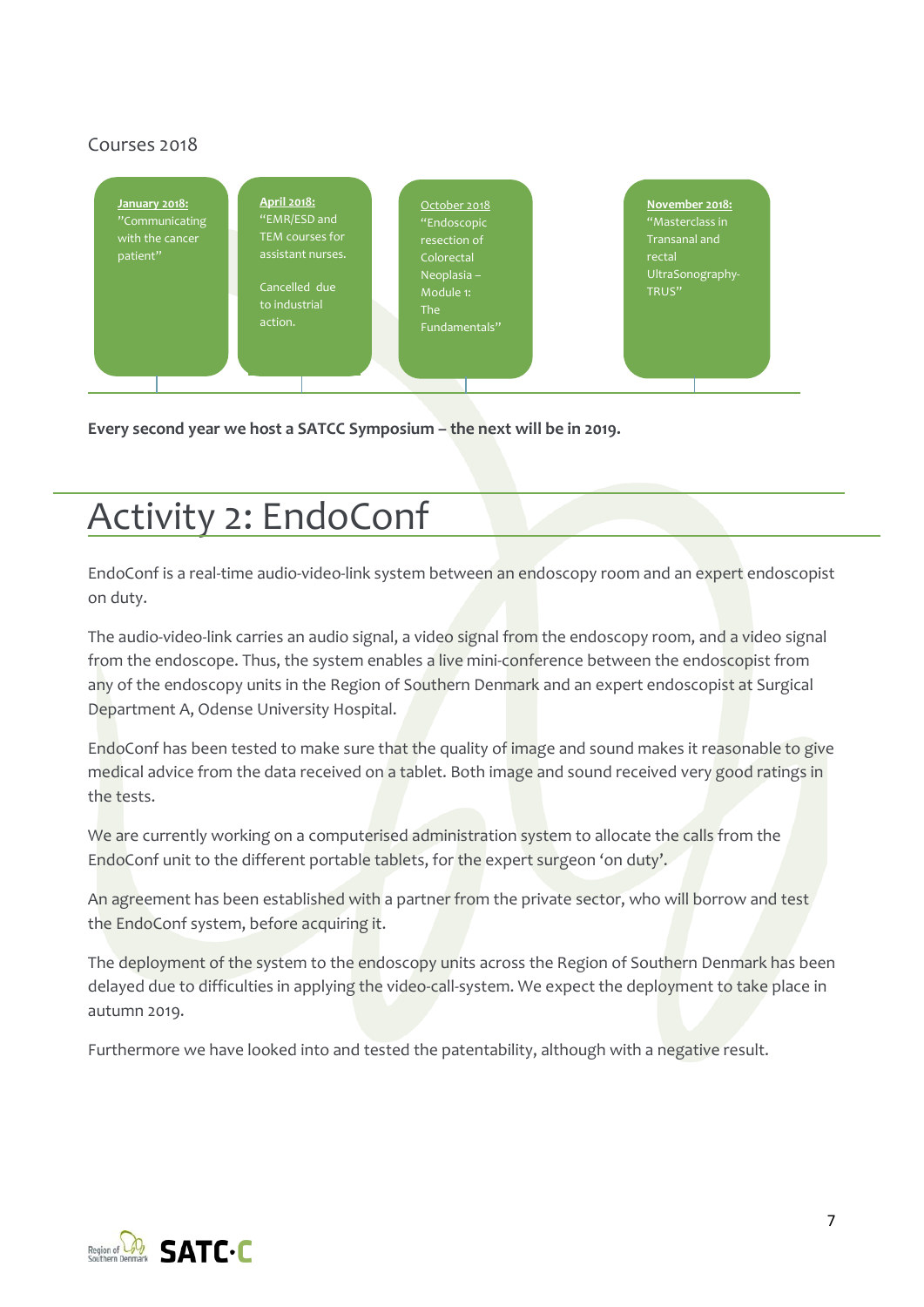Courses 2018

**January 2018:**
"Communicating with the cancer patient"

**April 2018:**
"EMR/ESD and TEM courses for assistant nurses.

Cancelled due to industrial action.

October 2018
"Endoscopic resection of Colorectal Neoplasia – Module 1: The Fundamentals"

**November 2018:**
"Masterclass in Transanal and rectal UltraSonography-TRUS"

**Every second year we host a SATCC Symposium – the next will be in 2019.**

# Activity 2: EndoConf

EndoConf is a real-time audio-video-link system between an endoscopy room and an expert endoscopist on duty.

The audio-video-link carries an audio signal, a video signal from the endoscopy room, and a video signal from the endoscope. Thus, the system enables a live mini-conference between the endoscopist from any of the endoscopy units in the Region of Southern Denmark and an expert endoscopist at Surgical Department A, Odense University Hospital.

EndoConf has been tested to make sure that the quality of image and sound makes it reasonable to give medical advice from the data received on a tablet. Both image and sound received very good ratings in the tests.

We are currently working on a computerised administration system to allocate the calls from the EndoConf unit to the different portable tablets, for the expert surgeon 'on duty'.

An agreement has been established with a partner from the private sector, who will borrow and test the EndoConf system, before acquiring it.

The deployment of the system to the endoscopy units across the Region of Southern Denmark has been delayed due to difficulties in applying the video-call-system. We expect the deployment to take place in autumn 2019.

Furthermore we have looked into and tested the patentability, although with a negative result.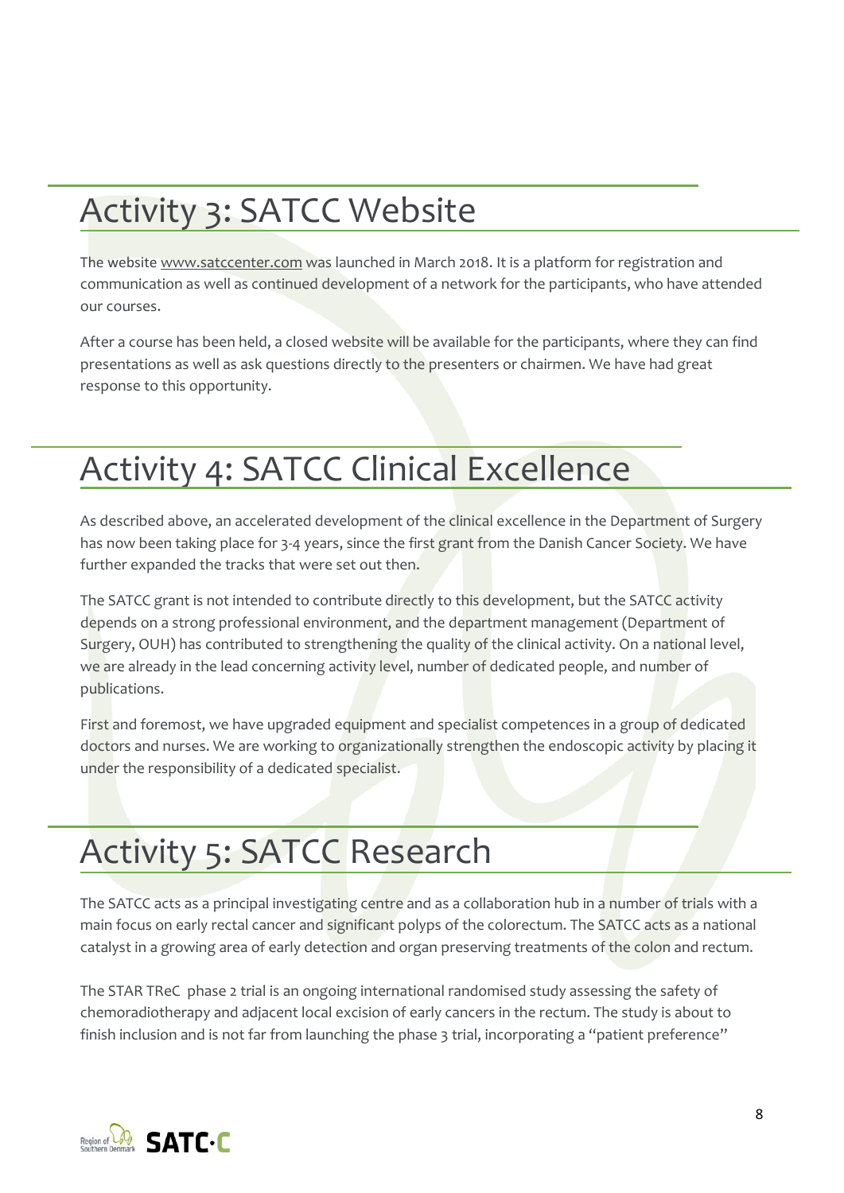# Activity 3: SATCC Website

The website www.satccenter.com was launched in March 2018. It is a platform for registration and communication as well as continued development of a network for the participants, who have attended our courses.

After a course has been held, a closed website will be available for the participants, where they can find presentations as well as ask questions directly to the presenters or chairmen. We have had great response to this opportunity.

# Activity 4: SATCC Clinical Excellence

As described above, an accelerated development of the clinical excellence in the Department of Surgery has now been taking place for 3-4 years, since the first grant from the Danish Cancer Society. We have further expanded the tracks that were set out then.

The SATCC grant is not intended to contribute directly to this development, but the SATCC activity depends on a strong professional environment, and the department management (Department of Surgery, OUH) has contributed to strengthening the quality of the clinical activity. On a national level, we are already in the lead concerning activity level, number of dedicated people, and number of publications.

First and foremost, we have upgraded equipment and specialist competences in a group of dedicated doctors and nurses. We are working to organizationally strengthen the endoscopic activity by placing it under the responsibility of a dedicated specialist.

# Activity 5: SATCC Research

The SATCC acts as a principal investigating centre and as a collaboration hub in a number of trials with a main focus on early rectal cancer and significant polyps of the colorectum. The SATCC acts as a national catalyst in a growing area of early detection and organ preserving treatments of the colon and rectum.

The STAR TReC phase 2 trial is an ongoing international randomised study assessing the safety of chemoradiotherapy and adjacent local excision of early cancers in the rectum. The study is about to finish inclusion and is not far from launching the phase 3 trial, incorporating a "patient preference"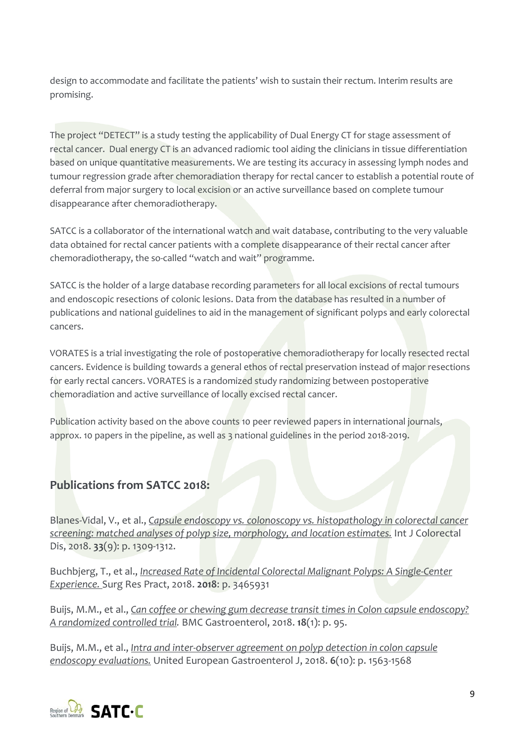design to accommodate and facilitate the patients' wish to sustain their rectum. Interim results are promising.

The project "DETECT" is a study testing the applicability of Dual Energy CT for stage assessment of rectal cancer. Dual energy CT is an advanced radiomic tool aiding the clinicians in tissue differentiation based on unique quantitative measurements. We are testing its accuracy in assessing lymph nodes and tumour regression grade after chemoradiation therapy for rectal cancer to establish a potential route of deferral from major surgery to local excision or an active surveillance based on complete tumour disappearance after chemoradiotherapy.

SATCC is a collaborator of the international watch and wait database, contributing to the very valuable data obtained for rectal cancer patients with a complete disappearance of their rectal cancer after chemoradiotherapy, the so-called "watch and wait" programme.

SATCC is the holder of a large database recording parameters for all local excisions of rectal tumours and endoscopic resections of colonic lesions. Data from the database has resulted in a number of publications and national guidelines to aid in the management of significant polyps and early colorectal cancers.

VORATES is a trial investigating the role of postoperative chemoradiotherapy for locally resected rectal cancers. Evidence is building towards a general ethos of rectal preservation instead of major resections for early rectal cancers. VORATES is a randomized study randomizing between postoperative chemoradiation and active surveillance of locally excised rectal cancer.

Publication activity based on the above counts 10 peer reviewed papers in international journals, approx. 10 papers in the pipeline, as well as 3 national guidelines in the period 2018-2019.

## Publications from SATCC 2018:

Blanes-Vidal, V., et al., *Capsule endoscopy vs. colonoscopy vs. histopathology in colorectal cancer screening: matched analyses of polyp size, morphology, and location estimates.* Int J Colorectal Dis, 2018. **33**(9): p. 1309-1312.

Buchbjerg, T., et al., *Increased Rate of Incidental Colorectal Malignant Polyps: A Single-Center Experience.* Surg Res Pract, 2018. **2018**: p. 3465931

Buijs, M.M., et al., *Can coffee or chewing gum decrease transit times in Colon capsule endoscopy? A randomized controlled trial.* BMC Gastroenterol, 2018. **18**(1): p. 95.

Buijs, M.M., et al., *Intra and inter-observer agreement on polyp detection in colon capsule endoscopy evaluations.* United European Gastroenterol J, 2018. **6**(10): p. 1563-1568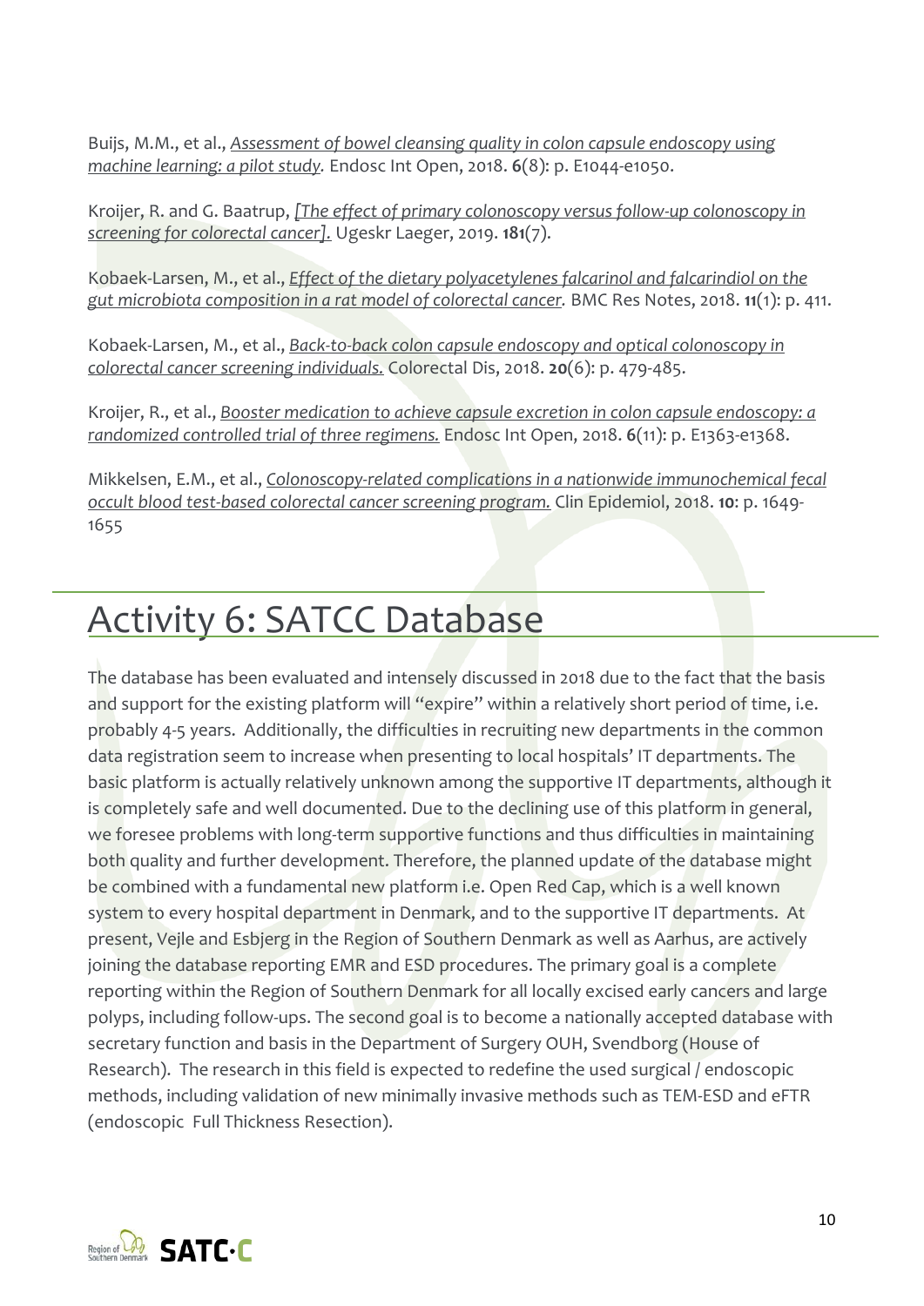Buijs, M.M., et al., *Assessment of bowel cleansing quality in colon capsule endoscopy using machine learning: a pilot study.* Endosc Int Open, 2018. **6**(8): p. E1044-e1050.

Kroijer, R. and G. Baatrup, *[The effect of primary colonoscopy versus follow-up colonoscopy in screening for colorectal cancer].* Ugeskr Laeger, 2019. **181**(7).

Kobaek-Larsen, M., et al., *Effect of the dietary polyacetylenes falcarinol and falcarindiol on the gut microbiota composition in a rat model of colorectal cancer.* BMC Res Notes, 2018. **11**(1): p. 411.

Kobaek-Larsen, M., et al., *Back-to-back colon capsule endoscopy and optical colonoscopy in colorectal cancer screening individuals.* Colorectal Dis, 2018. **20**(6): p. 479-485.

Kroijer, R., et al., *Booster medication to achieve capsule excretion in colon capsule endoscopy: a randomized controlled trial of three regimens.* Endosc Int Open, 2018. **6**(11): p. E1363-e1368.

Mikkelsen, E.M., et al., *Colonoscopy-related complications in a nationwide immunochemical fecal occult blood test-based colorectal cancer screening program.* Clin Epidemiol, 2018. **10**: p. 1649-1655

# Activity 6: SATCC Database

The database has been evaluated and intensely discussed in 2018 due to the fact that the basis and support for the existing platform will "expire" within a relatively short period of time, i.e. probably 4-5 years. Additionally, the difficulties in recruiting new departments in the common data registration seem to increase when presenting to local hospitals' IT departments. The basic platform is actually relatively unknown among the supportive IT departments, although it is completely safe and well documented. Due to the declining use of this platform in general, we foresee problems with long-term supportive functions and thus difficulties in maintaining both quality and further development. Therefore, the planned update of the database might be combined with a fundamental new platform i.e. Open Red Cap, which is a well known system to every hospital department in Denmark, and to the supportive IT departments. At present, Vejle and Esbjerg in the Region of Southern Denmark as well as Aarhus, are actively joining the database reporting EMR and ESD procedures. The primary goal is a complete reporting within the Region of Southern Denmark for all locally excised early cancers and large polyps, including follow-ups. The second goal is to become a nationally accepted database with secretary function and basis in the Department of Surgery OUH, Svendborg (House of Research). The research in this field is expected to redefine the used surgical / endoscopic methods, including validation of new minimally invasive methods such as TEM-ESD and eFTR (endoscopic Full Thickness Resection).